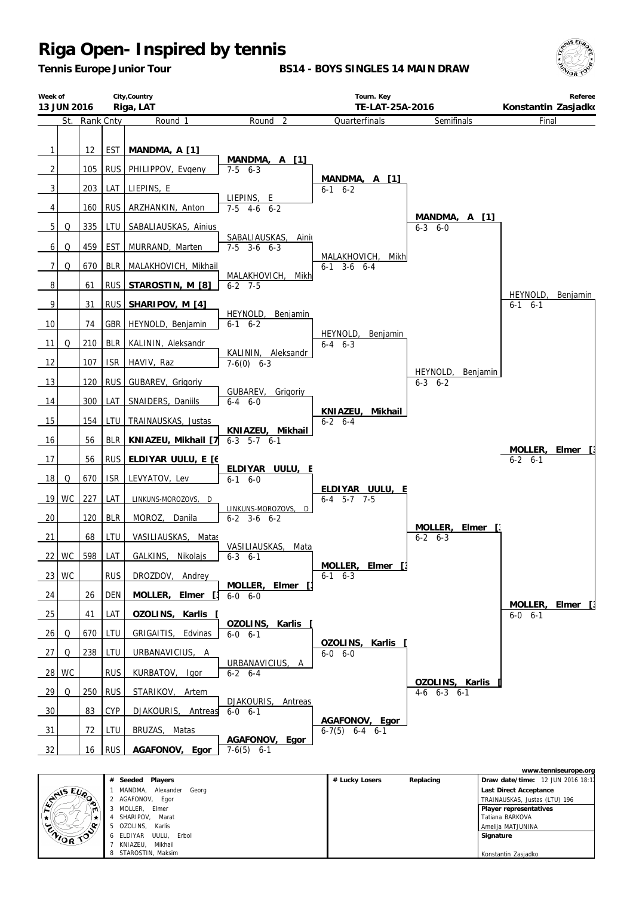# Riga Open- Inspired by tennis

**Tennis Europe Junior Tour** **BS14 - BOYS SINGLES 14 MAIN DRAW**

| Week of | City,Country | Tourn. Key | Referee |
|---|---|---|---|
| 13 JUN 2016 | Riga, LAT | TE-LAT-25A-2016 | Konstantin Zasjadko |

| # | St. | Rank | Cnty | Round 1 | Round 2 | Quarterfinals | Semifinals | Final |
|---|---|---|---|---|---|---|---|---|
| 1 | | 12 | EST | **MANDMA, A [1]** | **MANDMA, A [1]** 7-5 6-3 | **MANDMA, A [1]** 6-1 6-2 | **MANDMA, A [1]** 6-3 6-0 | HEYNOLD, Benjamin 6-1 6-1 |
| 2 | | 105 | RUS | PHILIPPOV, Evgeny | | | | |
| 3 | | 203 | LAT | LIEPINS, E | LIEPINS, E 7-5 4-6 6-2 | | | |
| 4 | | 160 | RUS | ARZHANKIN, Anton | | | | |
| 5 | Q | 335 | LTU | SABALIAUSKAS, Ainius | SABALIAUSKAS, Ainiu 7-5 3-6 6-3 | MALAKHOVICH, Mikh 6-1 3-6 6-4 | | |
| 6 | Q | 459 | EST | MURRAND, Marten | | | | |
| 7 | Q | 670 | BLR | MALAKHOVICH, Mikhail | MALAKHOVICH, Mikh 6-2 7-5 | | | |
| 8 | | 61 | RUS | **STAROSTIN, M [8]** | | | | |
| 9 | | 31 | RUS | **SHARIPOV, M [4]** | HEYNOLD, Benjamin 6-1 6-2 | HEYNOLD, Benjamin 6-4 6-3 | HEYNOLD, Benjamin 6-3 6-2 | |
| 10 | | 74 | GBR | HEYNOLD, Benjamin | | | | |
| 11 | Q | 210 | BLR | KALININ, Aleksandr | KALININ, Aleksandr 7-6(0) 6-3 | | | |
| 12 | | 107 | ISR | HAVIV, Raz | | | | |
| 13 | | 120 | RUS | GUBAREV, Grigoriy | GUBAREV, Grigoriy 6-4 6-0 | **KNIAZEU, Mikhail** 6-2 6-4 | | |
| 14 | | 300 | LAT | SNAIDERS, Daniils | | | | |
| 15 | | 154 | LTU | TRAINAUSKAS, Justas | **KNIAZEU, Mikhail** 6-3 5-7 6-1 | | | |
| 16 | | 56 | BLR | **KNIAZEU, Mikhail [7** | | | | **MOLLER, Elmer [3** 6-2 6-1 |
| 17 | | 56 | RUS | **ELDIYAR UULU, E [6** | **ELDIYAR UULU, E** 6-1 6-0 | **ELDIYAR UULU, E** 6-4 5-7 7-5 | **MOLLER, Elmer [3** 6-2 6-3 | |
| 18 | Q | 670 | ISR | LEVYATOV, Lev | | | | |
| 19 | WC | 227 | LAT | LINKUNS-MOROZOVS, D | LINKUNS-MOROZOVS, D 6-2 3-6 6-2 | | | |
| 20 | | 120 | BLR | MOROZ, Danila | | | | |
| 21 | | 68 | LTU | VASILIAUSKAS, Matas | VASILIAUSKAS, Mata 6-3 6-1 | **MOLLER, Elmer [3** 6-1 6-3 | | |
| 22 | WC | 598 | LAT | GALKINS, Nikolajs | | | | |
| 23 | WC | | RUS | DROZDOV, Andrey | **MOLLER, Elmer [3** 6-0 6-0 | | | |
| 24 | | 26 | DEN | **MOLLER, Elmer [3** | | | | **MOLLER, Elmer [3** 6-0 6-1 |
| 25 | | 41 | LAT | **OZOLINS, Karlis [** | **OZOLINS, Karlis [** 6-0 6-1 | **OZOLINS, Karlis [** 6-0 6-0 | **OZOLINS, Karlis [** 4-6 6-3 6-1 | |
| 26 | Q | 670 | LTU | GRIGAITIS, Edvinas | | | | |
| 27 | Q | 238 | LTU | URBANAVICIUS, A | URBANAVICIUS, A 6-2 6-4 | | | |
| 28 | WC | | RUS | KURBATOV, Igor | | | | |
| 29 | Q | 250 | RUS | STARIKOV, Artem | DJAKOURIS, Antreas 6-0 6-1 | **AGAFONOV, Egor** 6-7(5) 6-4 6-1 | | |
| 30 | | 83 | CYP | DJAKOURIS, Antreas | | | | |
| 31 | | 72 | LTU | BRUZAS, Matas | **AGAFONOV, Egor** 7-6(5) 6-1 | | | |
| 32 | | 16 | RUS | **AGAFONOV, Egor** | | | | |

www.tenniseurope.org

| # | Seeded Players | # Lucky Losers | Replacing | |
|---|---|---|---|---|
| 1 | MANDMA, Alexander Georg | | | **Draw date/time:** 12 JUN 2016 18:1 |
| 2 | AGAFONOV, Egor | | | **Last Direct Acceptance** |
| 3 | MOLLER, Elmer | | | TRAINAUSKAS, Justas (LTU) 196 |
| 4 | SHARIPOV, Marat | | | **Player representatives** |
| 5 | OZOLINS, Karlis | | | Tatiana BARKOVA |
| 6 | ELDIYAR UULU, Erbol | | | Amelija MATJUNINA |
| 7 | KNIAZEU, Mikhail | | | **Signature** |
| 8 | STAROSTIN, Maksim | | | Konstantin Zasjadko |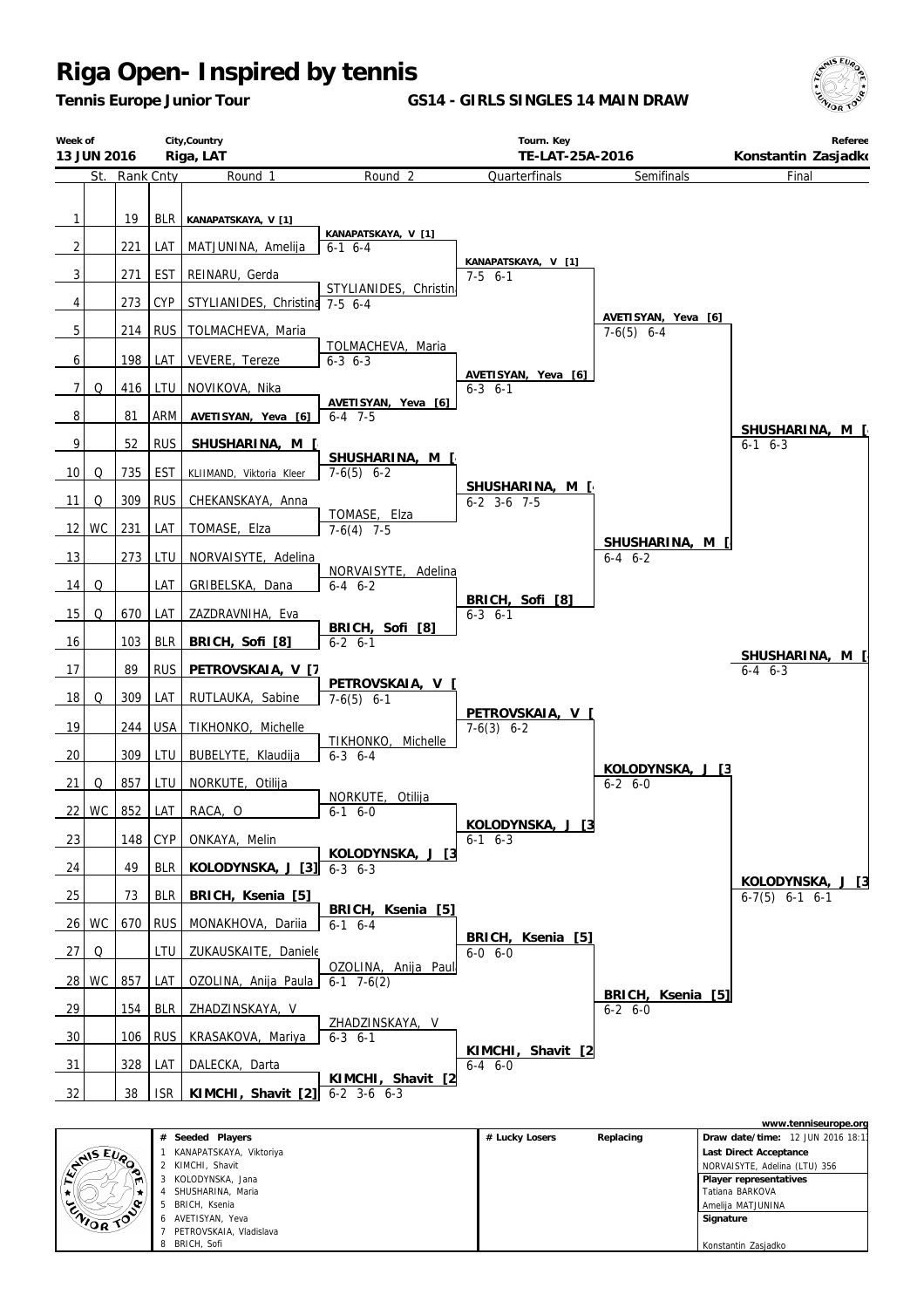# Riga Open- Inspired by tennis

**Tennis Europe Junior Tour**

**GS14 - GIRLS SINGLES 14 MAIN DRAW**

| Week of | City,Country | Tourn. Key | Referee |
|---|---|---|---|
| 13 JUN 2016 | Riga, LAT | TE-LAT-25A-2016 | Konstantin Zasjadko |

| | St. | Rank | Cnty | Round 1 | Round 2 | Quarterfinals | Semifinals | Final |
|---|---|---|---|---|---|---|---|---|
| 1 | | 19 | BLR | KANAPATSKAYA, V [1] | | | | |
| | | | | | KANAPATSKAYA, V [1] 6-1 6-4 | | | |
| 2 | | 221 | LAT | MATJUNINA, Amelija | | | | |
| | | | | | | KANAPATSKAYA, V [1] 7-5 6-1 | | |
| 3 | | 271 | EST | REINARU, Gerda | | | | |
| | | | | | STYLIANIDES, Christin 7-5 6-4 | | | |
| 4 | | 273 | CYP | STYLIANIDES, Christina | | | | |
| | | | | | | | AVETISYAN, Yeva [6] 7-6(5) 6-4 | |
| 5 | | 214 | RUS | TOLMACHEVA, Maria | | | | |
| | | | | | TOLMACHEVA, Maria 6-3 6-3 | | | |
| 6 | | 198 | LAT | VEVERE, Tereze | | | | |
| | | | | | | AVETISYAN, Yeva [6] 6-3 6-1 | | |
| 7 | Q | 416 | LTU | NOVIKOVA, Nika | | | | |
| | | | | | AVETISYAN, Yeva [6] 6-4 7-5 | | | |
| 8 | | 81 | ARM | AVETISYAN, Yeva [6] | | | | |
| | | | | | | | | SHUSHARINA, M [ 6-1 6-3 |
| 9 | | 52 | RUS | SHUSHARINA, M [ | | | | |
| | | | | | SHUSHARINA, M [ 7-6(5) 6-2 | | | |
| 10 | Q | 735 | EST | KLIIMAND, Viktoria Kleer | | | | |
| | | | | | | SHUSHARINA, M [ 6-2 3-6 7-5 | | |
| 11 | Q | 309 | RUS | CHEKANSKAYA, Anna | | | | |
| | | | | | TOMASE, Elza 7-6(4) 7-5 | | | |
| 12 | WC | 231 | LAT | TOMASE, Elza | | | | |
| | | | | | | | SHUSHARINA, M [ 6-4 6-2 | |
| 13 | | 273 | LTU | NORVAISYTE, Adelina | | | | |
| | | | | | NORVAISYTE, Adelina 6-4 6-2 | | | |
| 14 | Q | | LAT | GRIBELSKA, Dana | | | | |
| | | | | | | BRICH, Sofi [8] 6-3 6-1 | | |
| 15 | Q | 670 | LAT | ZAZDRAVNIHA, Eva | | | | |
| | | | | | BRICH, Sofi [8] 6-2 6-1 | | | |
| 16 | | 103 | BLR | BRICH, Sofi [8] | | | | |
| | | | | | | | | SHUSHARINA, M [ 6-4 6-3 |
| 17 | | 89 | RUS | PETROVSKAIA, V [7 | | | | |
| | | | | | PETROVSKAIA, V [ 7-6(5) 6-1 | | | |
| 18 | Q | 309 | LAT | RUTLAUKA, Sabine | | | | |
| | | | | | | PETROVSKAIA, V [ 7-6(3) 6-2 | | |
| 19 | | 244 | USA | TIKHONKO, Michelle | | | | |
| | | | | | TIKHONKO, Michelle 6-3 6-4 | | | |
| 20 | | 309 | LTU | BUBELYTE, Klaudija | | | | |
| | | | | | | | KOLODYNSKA, J [3 6-2 6-0 | |
| 21 | Q | 857 | LTU | NORKUTE, Otilija | | | | |
| | | | | | NORKUTE, Otilija 6-1 6-0 | | | |
| 22 | WC | 852 | LAT | RACA, O | | | | |
| | | | | | | KOLODYNSKA, J [3 6-1 6-3 | | |
| 23 | | 148 | CYP | ONKAYA, Melin | | | | |
| | | | | | KOLODYNSKA, J [3 6-3 6-3 | | | |
| 24 | | 49 | BLR | KOLODYNSKA, J [3] | | | | |
| | | | | | | | | KOLODYNSKA, J [3 6-7(5) 6-1 6-1 |
| 25 | | 73 | BLR | BRICH, Ksenia [5] | | | | |
| | | | | | BRICH, Ksenia [5] 6-1 6-4 | | | |
| 26 | WC | 670 | RUS | MONAKHOVA, Dariia | | | | |
| | | | | | | BRICH, Ksenia [5] 6-0 6-0 | | |
| 27 | Q | | LTU | ZUKAUSKAITE, Daniele | | | | |
| | | | | | OZOLINA, Anija Paul 6-1 7-6(2) | | | |
| 28 | WC | 857 | LAT | OZOLINA, Anija Paula | | | | |
| | | | | | | | BRICH, Ksenia [5] 6-2 6-0 | |
| 29 | | 154 | BLR | ZHADZINSKAYA, V | | | | |
| | | | | | ZHADZINSKAYA, V 6-3 6-1 | | | |
| 30 | | 106 | RUS | KRASAKOVA, Mariya | | | | |
| | | | | | | KIMCHI, Shavit [2 6-4 6-0 | | |
| 31 | | 328 | LAT | DALECKA, Darta | | | | |
| | | | | | KIMCHI, Shavit [2 6-2 3-6 6-3 | | | |
| 32 | | 38 | ISR | KIMCHI, Shavit [2] | | | | |

| # | Seeded Players | # Lucky Losers | Replacing | www.tenniseurope.org |
|---|---|---|---|---|
| 1 | KANAPATSKAYA, Viktoriya | | | Draw date/time: 12 JUN 2016 18:1 |
| 2 | KIMCHI, Shavit | | | Last Direct Acceptance |
| 3 | KOLODYNSKA, Jana | | | NORVAISYTE, Adelina (LTU) 356 |
| 4 | SHUSHARINA, Maria | | | Player representatives |
| 5 | BRICH, Ksenia | | | Tatiana BARKOVA |
| 6 | AVETISYAN, Yeva | | | Amelija MATJUNINA |
| 7 | PETROVSKAIA, Vladislava | | | Signature |
| 8 | BRICH, Sofi | | | Konstantin Zasjadko |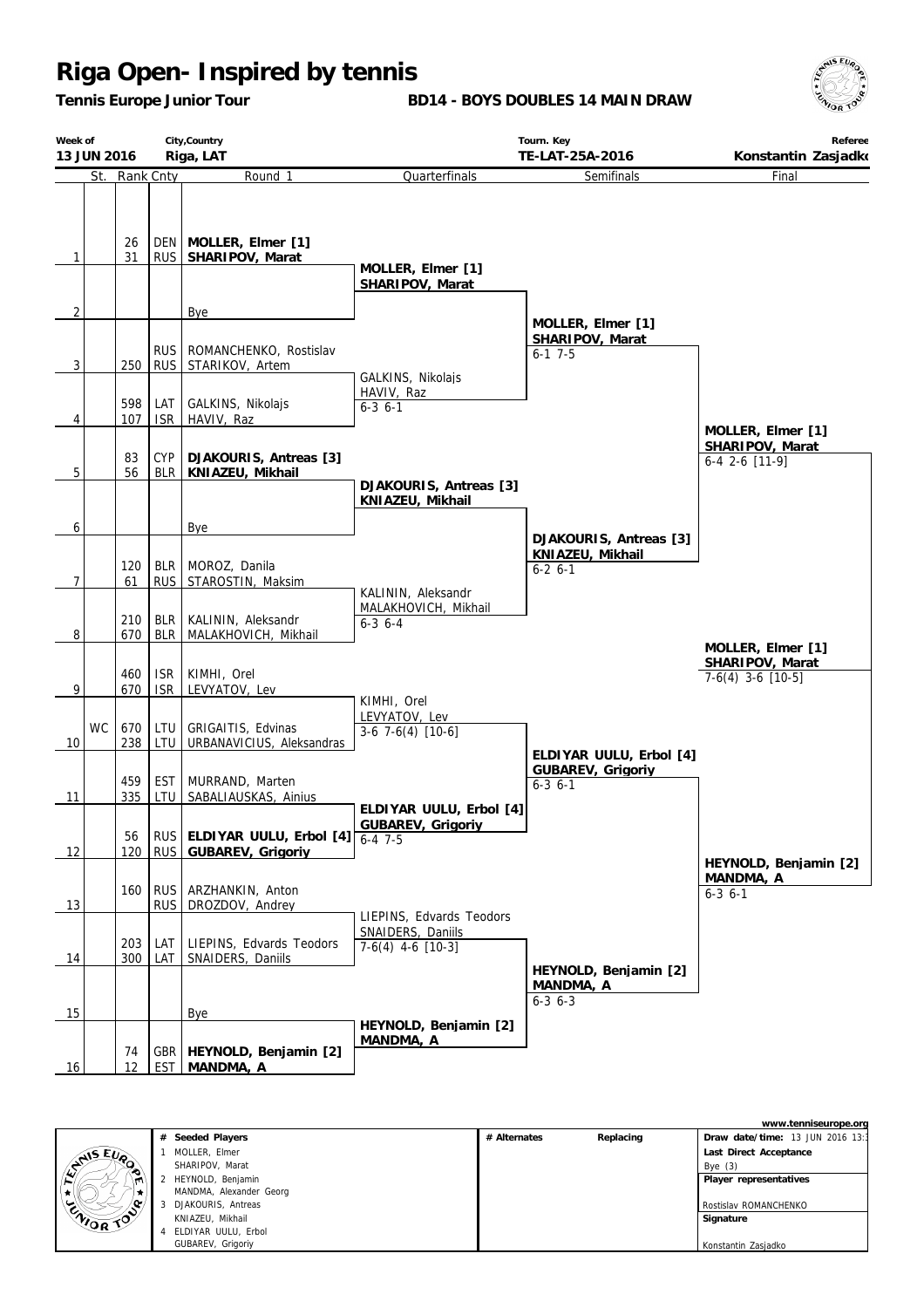# Riga Open- Inspired by tennis

**Tennis Europe Junior Tour**

**BD14 - BOYS DOUBLES 14 MAIN DRAW**

| Week of | City,Country | Tourn. Key | Referee |
|---|---|---|---|
| 13 JUN 2016 | Riga, LAT | TE-LAT-25A-2016 | Konstantin Zasjadko |

| | St. | Rank | Cnty | Round 1 | Quarterfinals | Semifinals | Final |
|---|---|---|---|---|---|---|---|
| 1 | | 26 / 31 | DEN / RUS | **MOLLER, Elmer [1]** / **SHARIPOV, Marat** | **MOLLER, Elmer [1]** / **SHARIPOV, Marat** | | |
| 2 | | | | Bye | | **MOLLER, Elmer [1]** / **SHARIPOV, Marat** 6-1 7-5 | |
| 3 | | 250 | RUS / RUS | ROMANCHENKO, Rostislav / STARIKOV, Artem | GALKINS, Nikolajs / HAVIV, Raz 6-3 6-1 | | |
| 4 | | 598 / 107 | LAT / ISR | GALKINS, Nikolajs / HAVIV, Raz | | | **MOLLER, Elmer [1]** / **SHARIPOV, Marat** 6-4 2-6 [11-9] |
| 5 | | 83 / 56 | CYP / BLR | **DJAKOURIS, Antreas [3]** / **KNIAZEU, Mikhail** | **DJAKOURIS, Antreas [3]** / **KNIAZEU, Mikhail** | | |
| 6 | | | | Bye | | **DJAKOURIS, Antreas [3]** / **KNIAZEU, Mikhail** 6-2 6-1 | |
| 7 | | 120 / 61 | BLR / RUS | MOROZ, Danila / STAROSTIN, Maksim | KALININ, Aleksandr / MALAKHOVICH, Mikhail 6-3 6-4 | | |
| 8 | | 210 / 670 | BLR / BLR | KALININ, Aleksandr / MALAKHOVICH, Mikhail | | | **MOLLER, Elmer [1]** / **SHARIPOV, Marat** 7-6(4) 3-6 [10-5] |
| 9 | | 460 / 670 | ISR / ISR | KIMHI, Orel / LEVYATOV, Lev | KIMHI, Orel / LEVYATOV, Lev 3-6 7-6(4) [10-6] | | |
| 10 | WC | 670 / 238 | LTU / LTU | GRIGAITIS, Edvinas / URBANAVICIUS, Aleksandras | | **ELDIYAR UULU, Erbol [4]** / **GUBAREV, Grigoriy** 6-3 6-1 | |
| 11 | | 459 / 335 | EST / LTU | MURRAND, Marten / SABALIAUSKAS, Ainius | **ELDIYAR UULU, Erbol [4]** / **GUBAREV, Grigoriy** 6-4 7-5 | | |
| 12 | | 56 / 120 | RUS / RUS | **ELDIYAR UULU, Erbol [4]** / **GUBAREV, Grigoriy** | | | **HEYNOLD, Benjamin [2]** / **MANDMA, A** 6-3 6-1 |
| 13 | | 160 | RUS / RUS | ARZHANKIN, Anton / DROZDOV, Andrey | LIEPINS, Edvards Teodors / SNAIDERS, Daniils 7-6(4) 4-6 [10-3] | | |
| 14 | | 203 / 300 | LAT / LAT | LIEPINS, Edvards Teodors / SNAIDERS, Daniils | | **HEYNOLD, Benjamin [2]** / **MANDMA, A** 6-3 6-3 | |
| 15 | | | | Bye | **HEYNOLD, Benjamin [2]** / **MANDMA, A** | | |
| 16 | | 74 / 12 | GBR / EST | **HEYNOLD, Benjamin [2]** / **MANDMA, A** | | | |

www.tenniseurope.org

| # | Seeded Players | # Alternates | Replacing |
|---|---|---|---|
| 1 | MOLLER, Elmer / SHARIPOV, Marat | | |
| 2 | HEYNOLD, Benjamin / MANDMA, Alexander Georg | | |
| 3 | DJAKOURIS, Antreas / KNIAZEU, Mikhail | | |
| 4 | ELDIYAR UULU, Erbol / GUBAREV, Grigoriy | | |

Draw date/time: 13 JUN 2016 13:

Last Direct Acceptance: Bye (3)

Player representatives: Rostislav ROMANCHENKO

Signature: Konstantin Zasjadko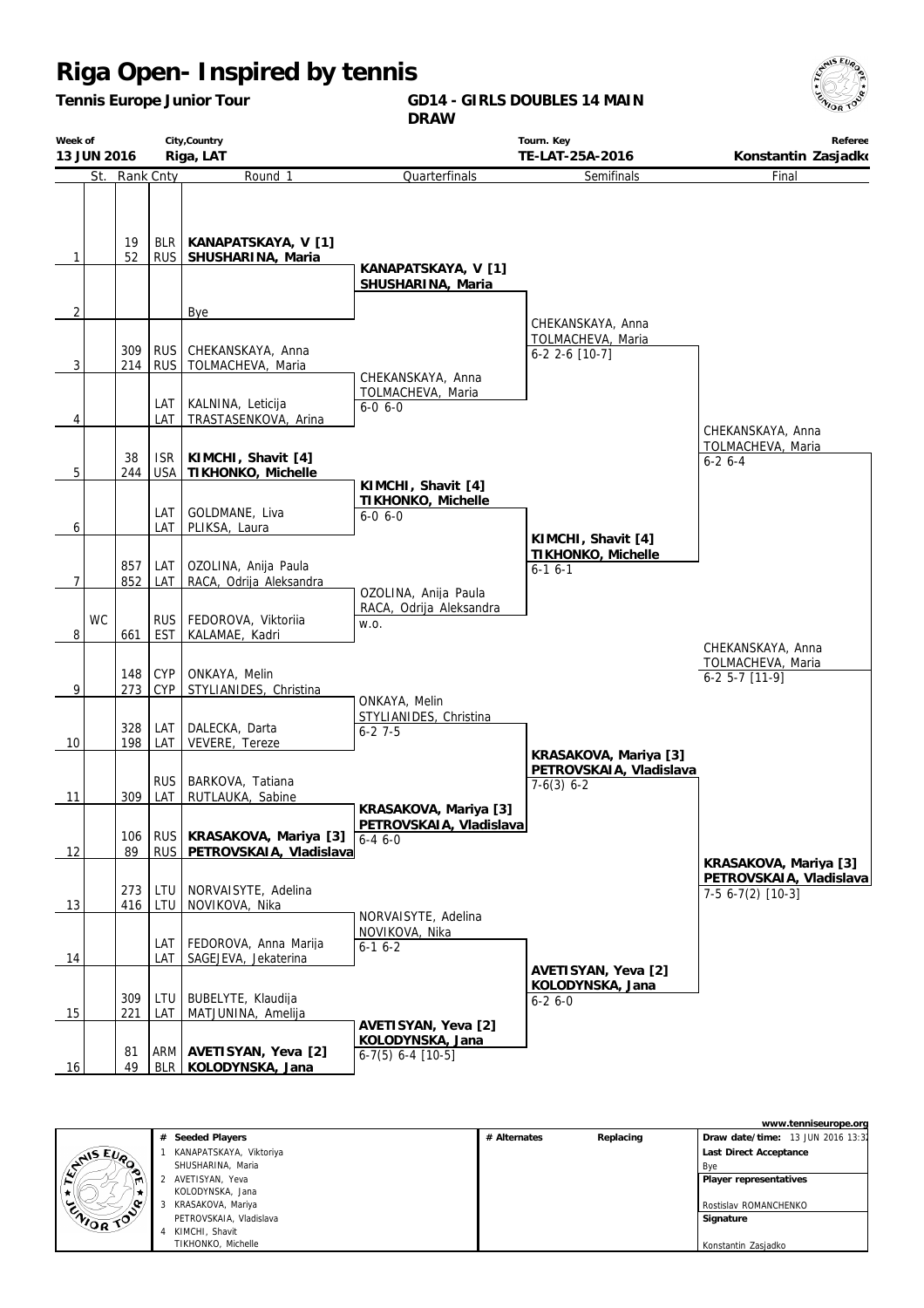# Riga Open- Inspired by tennis

**Tennis Europe Junior Tour**

**GD14 - GIRLS DOUBLES 14 MAIN DRAW**

| Week of | City,Country | Tourn. Key | Referee |
|---|---|---|---|
| 13 JUN 2016 | Riga, LAT | TE-LAT-25A-2016 | Konstantin Zasjadko |

## Round 1

| # | St. | Rank | Cnty | Round 1 |
|---|---|---|---|---|
| 1 | | 19 / 52 | BLR / RUS | **KANAPATSKAYA, V [1]** / **SHUSHARINA, Maria** |
| 2 | | | | Bye |
| 3 | | 309 / 214 | RUS / RUS | CHEKANSKAYA, Anna / TOLMACHEVA, Maria |
| 4 | | | LAT / LAT | KALNINA, Leticija / TRASTASENKOVA, Arina |
| 5 | | 38 / 244 | ISR / USA | **KIMCHI, Shavit [4]** / **TIKHONKO, Michelle** |
| 6 | | | LAT / LAT | GOLDMANE, Liva / PLIKSA, Laura |
| 7 | | 857 / 852 | LAT / LAT | OZOLINA, Anija Paula / RACA, Odrija Aleksandra |
| 8 | WC | 661 | RUS / EST | FEDOROVA, Viktoriia / KALAMAE, Kadri |
| 9 | | 148 / 273 | CYP / CYP | ONKAYA, Melin / STYLIANIDES, Christina |
| 10 | | 328 / 198 | LAT / LAT | DALECKA, Darta / VEVERE, Tereze |
| 11 | | 309 | RUS / LAT | BARKOVA, Tatiana / RUTLAUKA, Sabine |
| 12 | | 106 / 89 | RUS / RUS | **KRASAKOVA, Mariya [3]** / **PETROVSKAIA, Vladislava** |
| 13 | | 273 / 416 | LTU / LTU | NORVAISYTE, Adelina / NOVIKOVA, Nika |
| 14 | | | LAT / LAT | FEDOROVA, Anna Marija / SAGEJEVA, Jekaterina |
| 15 | | 309 / 221 | LTU / LAT | BUBELYTE, Klaudija / MATJUNINA, Amelija |
| 16 | | 81 / 49 | ARM / BLR | **AVETISYAN, Yeva [2]** / **KOLODYNSKA, Jana** |

## Quarterfinals

- **KANAPATSKAYA, V [1] / SHUSHARINA, Maria**
- CHEKANSKAYA, Anna / TOLMACHEVA, Maria — 6-0 6-0
- **KIMCHI, Shavit [4] / TIKHONKO, Michelle** — 6-0 6-0
- OZOLINA, Anija Paula / RACA, Odrija Aleksandra — w.o.
- ONKAYA, Melin / STYLIANIDES, Christina — 6-2 7-5
- **KRASAKOVA, Mariya [3] / PETROVSKAIA, Vladislava** — 6-4 6-0
- NORVAISYTE, Adelina / NOVIKOVA, Nika — 6-1 6-2
- **AVETISYAN, Yeva [2] / KOLODYNSKA, Jana** — 6-7(5) 6-4 [10-5]

## Semifinals

- CHEKANSKAYA, Anna / TOLMACHEVA, Maria — 6-2 2-6 [10-7]
- **KIMCHI, Shavit [4] / TIKHONKO, Michelle** — 6-1 6-1
- **KRASAKOVA, Mariya [3] / PETROVSKAIA, Vladislava** — 7-6(3) 6-2
- **AVETISYAN, Yeva [2] / KOLODYNSKA, Jana** — 6-2 6-0

## Final

- CHEKANSKAYA, Anna / TOLMACHEVA, Maria — 6-2 6-4
- **KRASAKOVA, Mariya [3] / PETROVSKAIA, Vladislava** — 7-5 6-7(2) [10-3]

## Winner

CHEKANSKAYA, Anna / TOLMACHEVA, Maria — 6-2 5-7 [11-9]

---

www.tenniseurope.org

| # | Seeded Players | # Alternates | Replacing |
|---|---|---|---|
| 1 | KANAPATSKAYA, Viktoriya / SHUSHARINA, Maria | | |
| 2 | AVETISYAN, Yeva / KOLODYNSKA, Jana | | |
| 3 | KRASAKOVA, Mariya / PETROVSKAIA, Vladislava | | |
| 4 | KIMCHI, Shavit / TIKHONKO, Michelle | | |

**Draw date/time:** 13 JUN 2016 13:3

**Last Direct Acceptance**
Bye

**Player representatives**
Rostislav ROMANCHENKO

**Signature**
Konstantin Zasjadko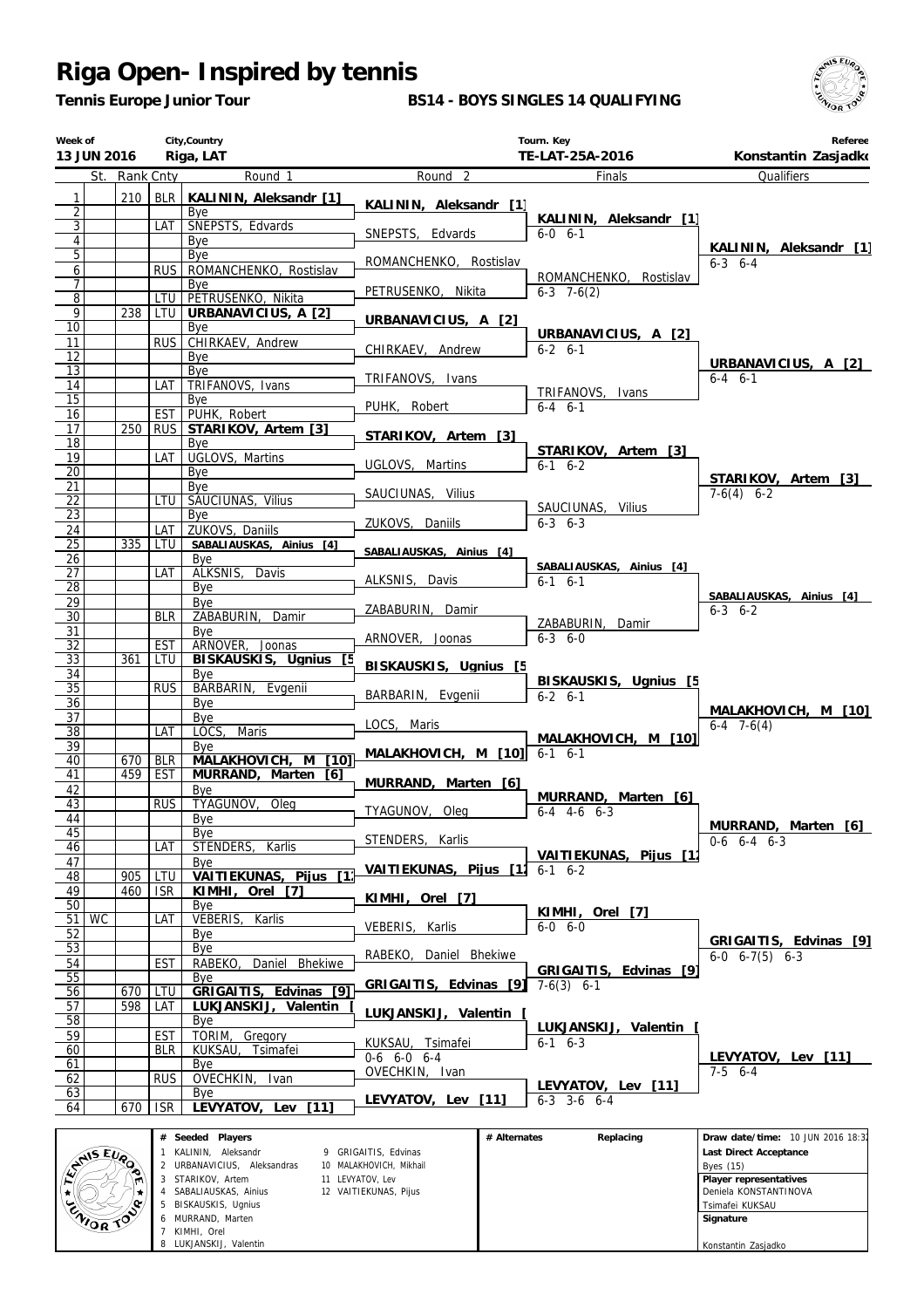# Riga Open- Inspired by tennis

**Tennis Europe Junior Tour**

**BS14 - BOYS SINGLES 14 QUALIFYING**

| Week of | City,Country | Tourn. Key | Referee |
|---|---|---|---|
| 13 JUN 2016 | Riga, LAT | TE-LAT-25A-2016 | Konstantin Zasjadko |

| | St. | Rank | Cnty | Round 1 | Round 2 | Finals | Qualifiers |
|---|---|---|---|---|---|---|---|
| 1 | | 210 | BLR | **KALININ, Aleksandr [1]** | **KALININ, Aleksandr [1]** | | |
| 2 | | | | Bye | | **KALININ, Aleksandr [1]** | |
| 3 | | | LAT | SNEPSTS, Edvards | SNEPSTS, Edvards | 6-0 6-1 | |
| 4 | | | | Bye | | | **KALININ, Aleksandr [1]** |
| 5 | | | | Bye | ROMANCHENKO, Rostislav | | 6-3 6-4 |
| 6 | | | RUS | ROMANCHENKO, Rostislav | | ROMANCHENKO, Rostislav | |
| 7 | | | | Bye | PETRUSENKO, Nikita | 6-3 7-6(2) | |
| 8 | | | LTU | PETRUSENKO, Nikita | | | |
| 9 | | 238 | LTU | **URBANAVICIUS, A [2]** | **URBANAVICIUS, A [2]** | | |
| 10 | | | | Bye | | **URBANAVICIUS, A [2]** | |
| 11 | | | RUS | CHIRKAEV, Andrew | CHIRKAEV, Andrew | 6-2 6-1 | |
| 12 | | | | Bye | | | **URBANAVICIUS, A [2]** |
| 13 | | | | Bye | TRIFANOVS, Ivans | | 6-4 6-1 |
| 14 | | | LAT | TRIFANOVS, Ivans | | TRIFANOVS, Ivans | |
| 15 | | | | Bye | PUHK, Robert | 6-4 6-1 | |
| 16 | | | EST | PUHK, Robert | | | |
| 17 | | 250 | RUS | **STARIKOV, Artem [3]** | **STARIKOV, Artem [3]** | | |
| 18 | | | | Bye | | **STARIKOV, Artem [3]** | |
| 19 | | | LAT | UGLOVS, Martins | UGLOVS, Martins | 6-1 6-2 | |
| 20 | | | | Bye | | | **STARIKOV, Artem [3]** |
| 21 | | | | Bye | SAUCIUNAS, Vilius | | 7-6(4) 6-2 |
| 22 | | | LTU | SAUCIUNAS, Vilius | | SAUCIUNAS, Vilius | |
| 23 | | | | Bye | ZUKOVS, Daniils | 6-3 6-3 | |
| 24 | | | LAT | ZUKOVS, Daniils | | | |
| 25 | | 335 | LTU | **SABALIAUSKAS, Ainius [4]** | **SABALIAUSKAS, Ainius [4]** | | |
| 26 | | | | Bye | | **SABALIAUSKAS, Ainius [4]** | |
| 27 | | | LAT | ALKSNIS, Davis | ALKSNIS, Davis | 6-1 6-1 | |
| 28 | | | | Bye | | | **SABALIAUSKAS, Ainius [4]** |
| 29 | | | | Bye | ZABABURIN, Damir | | 6-3 6-2 |
| 30 | | | BLR | ZABABURIN, Damir | | ZABABURIN, Damir | |
| 31 | | | | Bye | ARNOVER, Joonas | 6-3 6-0 | |
| 32 | | | EST | ARNOVER, Joonas | | | |
| 33 | | 361 | LTU | **BISKAUSKIS, Ugnius [5** | **BISKAUSKIS, Ugnius [5** | | |
| 34 | | | | Bye | | **BISKAUSKIS, Ugnius [5** | |
| 35 | | | RUS | BARBARIN, Evgenii | BARBARIN, Evgenii | 6-2 6-1 | |
| 36 | | | | Bye | | | **MALAKHOVICH, M [10]** |
| 37 | | | | Bye | LOCS, Maris | | 6-4 7-6(4) |
| 38 | | | LAT | LOCS, Maris | | **MALAKHOVICH, M [10]** | |
| 39 | | | | Bye | **MALAKHOVICH, M [10]** | 6-1 6-1 | |
| 40 | | 670 | BLR | **MALAKHOVICH, M [10]** | | | |
| 41 | | 459 | EST | **MURRAND, Marten [6]** | **MURRAND, Marten [6]** | | |
| 42 | | | | Bye | | **MURRAND, Marten [6]** | |
| 43 | | | RUS | TYAGUNOV, Oleg | TYAGUNOV, Oleg | 6-4 4-6 6-3 | |
| 44 | | | | Bye | | | **MURRAND, Marten [6]** |
| 45 | | | | Bye | STENDERS, Karlis | | 0-6 6-4 6-3 |
| 46 | | | LAT | STENDERS, Karlis | | **VAITIEKUNAS, Pijus [12** | |
| 47 | | | | Bye | **VAITIEKUNAS, Pijus [12** | 6-1 6-2 | |
| 48 | | 905 | LTU | **VAITIEKUNAS, Pijus [12** | | | |
| 49 | | 460 | ISR | **KIMHI, Orel [7]** | **KIMHI, Orel [7]** | | |
| 50 | | | | Bye | | **KIMHI, Orel [7]** | |
| 51 | WC | | LAT | VEBERIS, Karlis | VEBERIS, Karlis | 6-0 6-0 | |
| 52 | | | | Bye | | | **GRIGAITIS, Edvinas [9]** |
| 53 | | | | Bye | RABEKO, Daniel Bhekiwe | | 6-0 6-7(5) 6-3 |
| 54 | | | EST | RABEKO, Daniel Bhekiwe | | **GRIGAITIS, Edvinas [9]** | |
| 55 | | | | Bye | **GRIGAITIS, Edvinas [9]** | 7-6(3) 6-1 | |
| 56 | | 670 | LTU | **GRIGAITIS, Edvinas [9]** | | | |
| 57 | | 598 | LAT | **LUKJANSKIJ, Valentin [** | **LUKJANSKIJ, Valentin [** | | |
| 58 | | | | Bye | | **LUKJANSKIJ, Valentin [** | |
| 59 | | | EST | TORIM, Gregory | KUKSAU, Tsimafei | 6-1 6-3 | |
| 60 | | | BLR | KUKSAU, Tsimafei | 0-6 6-0 6-4 | | **LEVYATOV, Lev [11]** |
| 61 | | | | Bye | OVECHKIN, Ivan | | 7-5 6-4 |
| 62 | | | RUS | OVECHKIN, Ivan | | **LEVYATOV, Lev [11]** | |
| 63 | | | | Bye | **LEVYATOV, Lev [11]** | 6-3 3-6 6-4 | |
| 64 | | 670 | ISR | **LEVYATOV, Lev [11]** | | | |

| # | Seeded Players | # | Seeded Players |
|---|---|---|---|
| 1 | KALININ, Aleksandr | 9 | GRIGAITIS, Edvinas |
| 2 | URBANAVICIUS, Aleksandras | 10 | MALAKHOVICH, Mikhail |
| 3 | STARIKOV, Artem | 11 | LEVYATOV, Lev |
| 4 | SABALIAUSKAS, Ainius | 12 | VAITIEKUNAS, Pijus |
| 5 | BISKAUSKIS, Ugnius | | |
| 6 | MURRAND, Marten | | |
| 7 | KIMHI, Orel | | |
| 8 | LUKJANSKIJ, Valentin | | |

| # Alternates | Replacing |
|---|---|
| | |

**Draw date/time:** 10 JUN 2016 18:3

**Last Direct Acceptance**

Byes (15)

**Player representatives**

Deniela KONSTANTINOVA

Tsimafei KUKSAU

**Signature**

Konstantin Zasjadko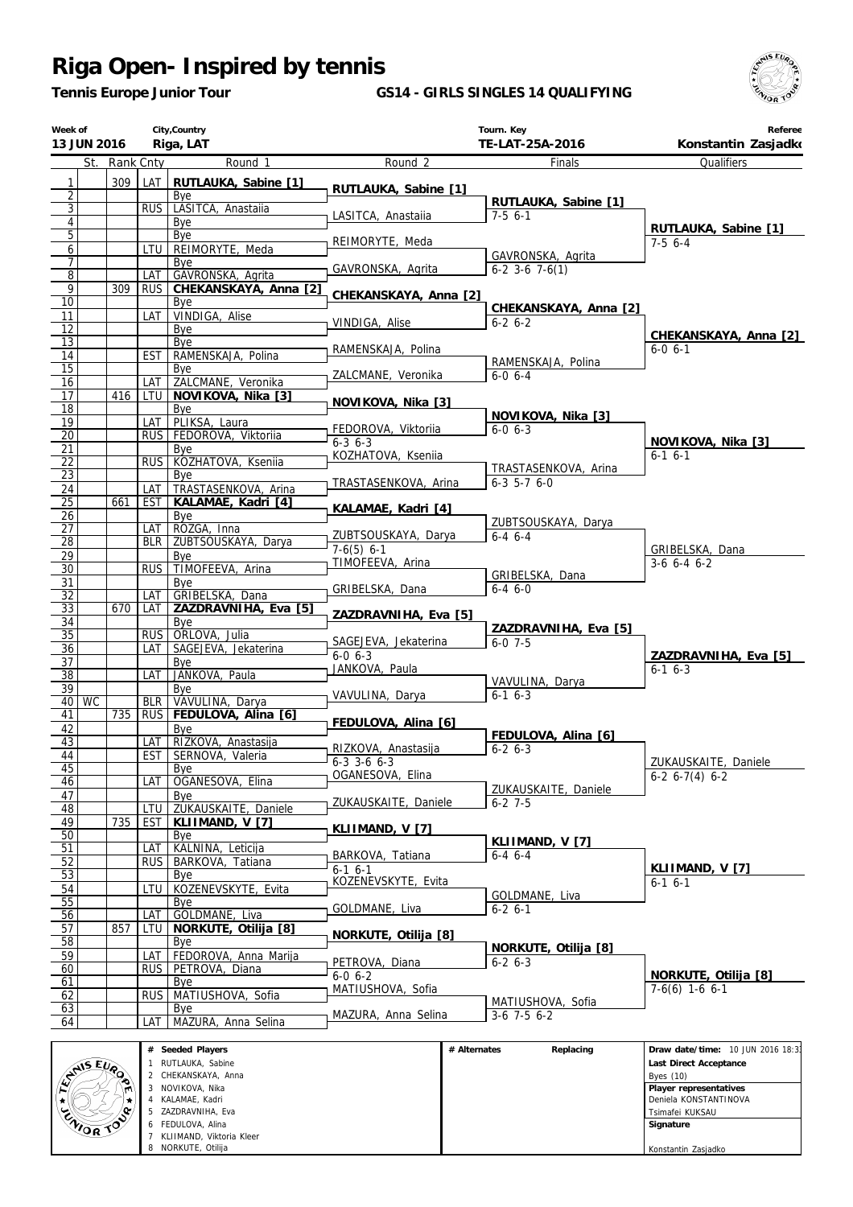# Riga Open- Inspired by tennis

**Tennis Europe Junior Tour**

**GS14 - GIRLS SINGLES 14 QUALIFYING**

| Week of | City,Country | Tourn. Key | Referee |
|---|---|---|---|
| 13 JUN 2016 | Riga, LAT | TE-LAT-25A-2016 | Konstantin Zasjadko |

| # | St. | Rank | Cnty | Round 1 | Round 2 | Finals | Qualifiers |
|---|---|---|---|---|---|---|---|
| 1 | | 309 | LAT | **RUTLAUKA, Sabine [1]** | **RUTLAUKA, Sabine [1]** | | |
| 2 | | | | Bye | | **RUTLAUKA, Sabine [1]** | |
| 3 | | | RUS | LASITCA, Anastaiia | LASITCA, Anastaiia | 7-5 6-1 | |
| 4 | | | | Bye | | | **RUTLAUKA, Sabine [1]** |
| 5 | | | | Bye | REIMORYTE, Meda | | 7-5 6-4 |
| 6 | | | LTU | REIMORYTE, Meda | | GAVRONSKA, Agrita | |
| 7 | | | | Bye | GAVRONSKA, Agrita | 6-2 3-6 7-6(1) | |
| 8 | | | LAT | GAVRONSKA, Agrita | | | |
| 9 | | 309 | RUS | **CHEKANSKAYA, Anna [2]** | **CHEKANSKAYA, Anna [2]** | | |
| 10 | | | | Bye | | **CHEKANSKAYA, Anna [2]** | |
| 11 | | | LAT | VINDIGA, Alise | VINDIGA, Alise | 6-2 6-2 | |
| 12 | | | | Bye | | | **CHEKANSKAYA, Anna [2]** |
| 13 | | | | Bye | RAMENSKAJA, Polina | | 6-0 6-1 |
| 14 | | | EST | RAMENSKAJA, Polina | | RAMENSKAJA, Polina | |
| 15 | | | | Bye | ZALCMANE, Veronika | 6-0 6-4 | |
| 16 | | | LAT | ZALCMANE, Veronika | | | |
| 17 | | 416 | LTU | **NOVIKOVA, Nika [3]** | **NOVIKOVA, Nika [3]** | | |
| 18 | | | | Bye | | **NOVIKOVA, Nika [3]** | |
| 19 | | | LAT | PLIKSA, Laura | FEDOROVA, Viktoriia | 6-0 6-3 | |
| 20 | | | RUS | FEDOROVA, Viktoriia | 6-3 6-3 | | **NOVIKOVA, Nika [3]** |
| 21 | | | | Bye | KOZHATOVA, Kseniia | | 6-1 6-1 |
| 22 | | | RUS | KOZHATOVA, Kseniia | | TRASTASENKOVA, Arina | |
| 23 | | | | Bye | TRASTASENKOVA, Arina | 6-3 5-7 6-0 | |
| 24 | | | LAT | TRASTASENKOVA, Arina | | | |
| 25 | | 661 | EST | **KALAMAE, Kadri [4]** | **KALAMAE, Kadri [4]** | | |
| 26 | | | | Bye | | ZUBTSOUSKAYA, Darya | |
| 27 | | | LAT | ROZGA, Inna | ZUBTSOUSKAYA, Darya | 6-4 6-4 | |
| 28 | | | BLR | ZUBTSOUSKAYA, Darya | 7-6(5) 6-1 | | GRIBELSKA, Dana |
| 29 | | | | Bye | TIMOFEEVA, Arina | | 3-6 6-4 6-2 |
| 30 | | | RUS | TIMOFEEVA, Arina | | GRIBELSKA, Dana | |
| 31 | | | | Bye | GRIBELSKA, Dana | 6-4 6-0 | |
| 32 | | | LAT | GRIBELSKA, Dana | | | |
| 33 | | 670 | LAT | **ZAZDRAVNIHA, Eva [5]** | **ZAZDRAVNIHA, Eva [5]** | | |
| 34 | | | | Bye | | **ZAZDRAVNIHA, Eva [5]** | |
| 35 | | | RUS | ORLOVA, Julia | SAGEJEVA, Jekaterina | 6-0 7-5 | |
| 36 | | | LAT | SAGEJEVA, Jekaterina | 6-0 6-3 | | **ZAZDRAVNIHA, Eva [5]** |
| 37 | | | | Bye | JANKOVA, Paula | | 6-1 6-3 |
| 38 | | | LAT | JANKOVA, Paula | | VAVULINA, Darya | |
| 39 | | | | Bye | VAVULINA, Darya | 6-1 6-3 | |
| 40 | WC | | BLR | VAVULINA, Darya | | | |
| 41 | | 735 | RUS | **FEDULOVA, Alina [6]** | **FEDULOVA, Alina [6]** | | |
| 42 | | | | Bye | | **FEDULOVA, Alina [6]** | |
| 43 | | | LAT | RIZKOVA, Anastasija | RIZKOVA, Anastasija | 6-2 6-3 | |
| 44 | | | EST | SERNOVA, Valeria | 6-3 3-6 6-3 | | ZUKAUSKAITE, Daniele |
| 45 | | | | Bye | OGANESOVA, Elina | | 6-2 6-7(4) 6-2 |
| 46 | | | LAT | OGANESOVA, Elina | | ZUKAUSKAITE, Daniele | |
| 47 | | | | Bye | ZUKAUSKAITE, Daniele | 6-2 7-5 | |
| 48 | | | LTU | ZUKAUSKAITE, Daniele | | | |
| 49 | | 735 | EST | **KLIIMAND, V [7]** | **KLIIMAND, V [7]** | | |
| 50 | | | | Bye | | **KLIIMAND, V [7]** | |
| 51 | | | LAT | KALNINA, Leticija | BARKOVA, Tatiana | 6-4 6-4 | |
| 52 | | | RUS | BARKOVA, Tatiana | 6-1 6-1 | | **KLIIMAND, V [7]** |
| 53 | | | | Bye | KOZENEVSKYTE, Evita | | 6-1 6-1 |
| 54 | | | LTU | KOZENEVSKYTE, Evita | | GOLDMANE, Liva | |
| 55 | | | | Bye | GOLDMANE, Liva | 6-2 6-1 | |
| 56 | | | LAT | GOLDMANE, Liva | | | |
| 57 | | 857 | LTU | **NORKUTE, Otilija [8]** | **NORKUTE, Otilija [8]** | | |
| 58 | | | | Bye | | **NORKUTE, Otilija [8]** | |
| 59 | | | LAT | FEDOROVA, Anna Marija | PETROVA, Diana | 6-2 6-3 | |
| 60 | | | RUS | PETROVA, Diana | 6-0 6-2 | | **NORKUTE, Otilija [8]** |
| 61 | | | | Bye | MATIUSHOVA, Sofia | | 7-6(6) 1-6 6-1 |
| 62 | | | RUS | MATIUSHOVA, Sofia | | MATIUSHOVA, Sofia | |
| 63 | | | | Bye | MAZURA, Anna Selina | 3-6 7-5 6-2 | |
| 64 | | | LAT | MAZURA, Anna Selina | | | |

| # | Seeded Players | # | Alternates | Replacing |
|---|---|---|---|---|
| 1 | RUTLAUKA, Sabine | | | |
| 2 | CHEKANSKAYA, Anna | | | |
| 3 | NOVIKOVA, Nika | | | |
| 4 | KALAMAE, Kadri | | | |
| 5 | ZAZDRAVNIHA, Eva | | | |
| 6 | FEDULOVA, Alina | | | |
| 7 | KLIIMAND, Viktoria Kleer | | | |
| 8 | NORKUTE, Otilija | | | |

**Draw date/time:** 10 JUN 2016 18:3

**Last Direct Acceptance**

Byes (10)

**Player representatives**

Deniela KONSTANTINOVA

Tsimafei KUKSAU

**Signature**

Konstantin Zasjadko